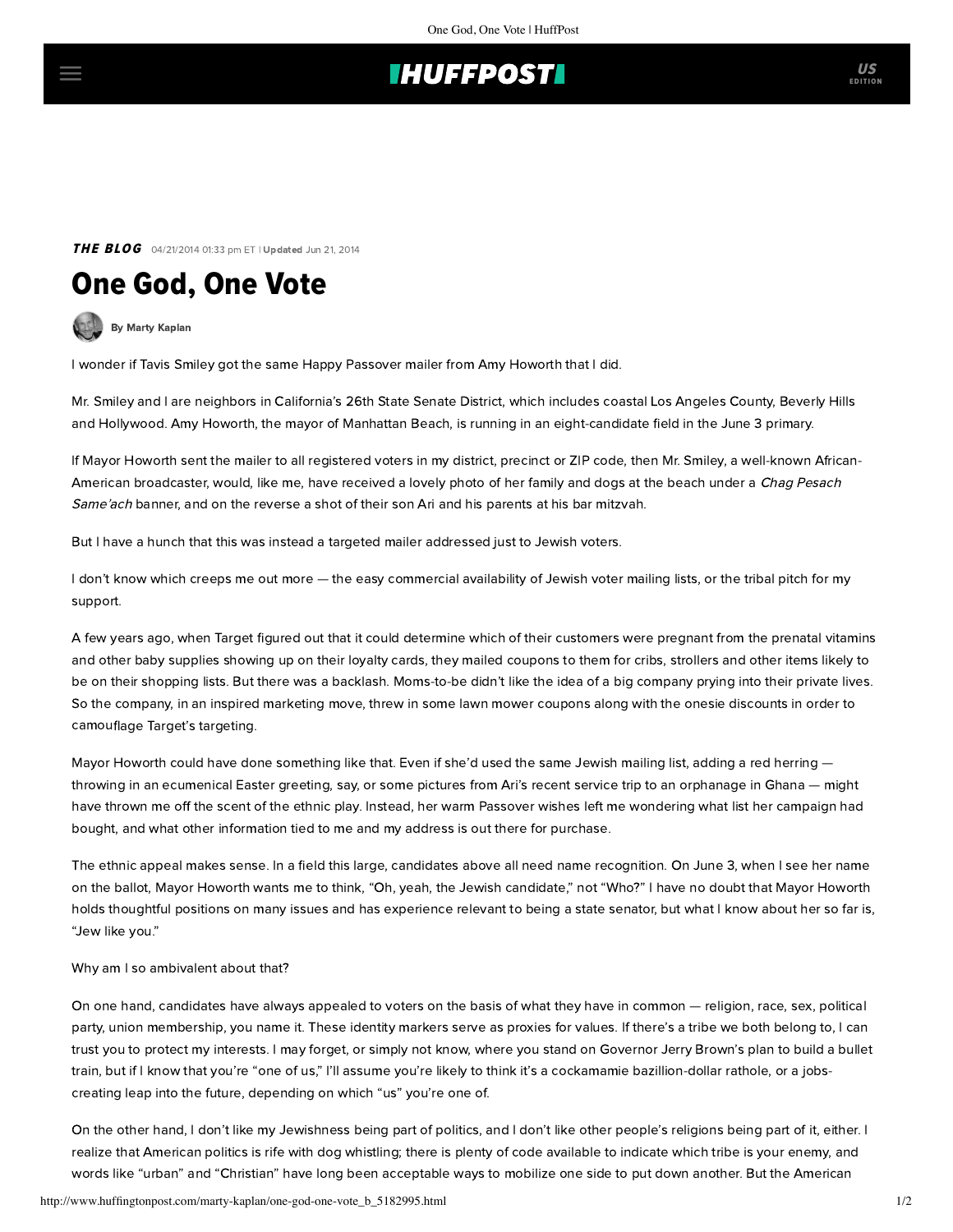**THE BLOG** 04/21/2014 01:33 pm ET | **Updated** Jun 21, 2014

# One God, One Vote

**By Marty Kaplan**

I wonder if Tavis Smiley got the same Happy Passover mailer from Amy Howorth that I did.

Mr. Smiley and I are neighbors in California's 26th State Senate District, which includes coastal Los Angeles County, Beverly Hills and Hollywood. Amy Howorth, the mayor of Manhattan Beach, is running in an eight-candidate field in the June 3 primary.

If Mayor Howorth sent the mailer to all registered voters in my district, precinct or ZIP code, then Mr. Smiley, a well-known African-American broadcaster, would, like me, have received a lovely photo of her family and dogs at the beach under a *Chag Pesach Same'ach* banner, and on the reverse a shot of their son Ari and his parents at his bar mitzvah.

But I have a hunch that this was instead a targeted mailer addressed just to Jewish voters.

I don't know which creeps me out more — the easy commercial availability of Jewish voter mailing lists, or the tribal pitch for my support.

A few years ago, when Target figured out that it could determine which of their customers were pregnant from the prenatal vitamins and other baby supplies showing up on their loyalty cards, they mailed coupons to them for cribs, strollers and other items likely to be on their shopping lists. But there was a backlash. Moms-to-be didn't like the idea of a big company prying into their private lives. So the company, in an inspired marketing move, threw in some lawn mower coupons along with the onesie discounts in order to camouflage Target's targeting.

Mayor Howorth could have done something like that. Even if she'd used the same Jewish mailing list, adding a red herring — throwing in an ecumenical Easter greeting, say, or some pictures from Ari's recent service trip to an orphanage in Ghana — might have thrown me off the scent of the ethnic play. Instead, her warm Passover wishes left me wondering what list her campaign had bought, and what other information tied to me and my address is out there for purchase.

The ethnic appeal makes sense. In a field this large, candidates above all need name recognition. On June 3, when I see her name on the ballot, Mayor Howorth wants me to think, "Oh, yeah, the Jewish candidate," not "Who?" I have no doubt that Mayor Howorth holds thoughtful positions on many issues and has experience relevant to being a state senator, but what I know about her so far is, "Jew like you."

Why am I so ambivalent about that?

On one hand, candidates have always appealed to voters on the basis of what they have in common — religion, race, sex, political party, union membership, you name it. These identity markers serve as proxies for values. If there's a tribe we both belong to, I can trust you to protect my interests. I may forget, or simply not know, where you stand on Governor Jerry Brown's plan to build a bullet train, but if I know that you're "one of us," I'll assume you're likely to think it's a cockamamie bazillion-dollar rathole, or a jobs-creating leap into the future, depending on which "us" you're one of.

On the other hand, I don't like my Jewishness being part of politics, and I don't like other people's religions being part of it, either. I realize that American politics is rife with dog whistling; there is plenty of code available to indicate which tribe is your enemy, and words like "urban" and "Christian" have long been acceptable ways to mobilize one side to put down another. But the American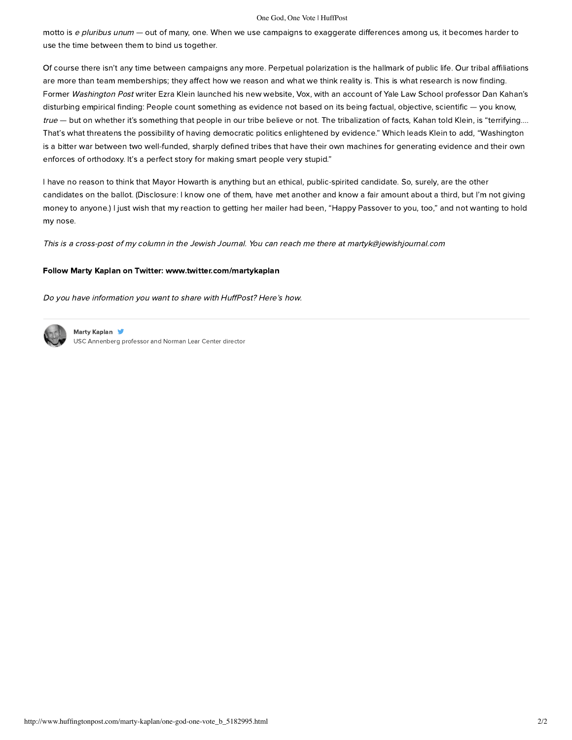motto is *e pluribus unum* — out of many, one. When we use campaigns to exaggerate differences among us, it becomes harder to use the time between them to bind us together.

Of course there isn't any time between campaigns any more. Perpetual polarization is the hallmark of public life. Our tribal affiliations are more than team memberships; they affect how we reason and what we think reality is. This is what research is now finding. Former *Washington Post* writer Ezra Klein launched his new website, Vox, with an account of Yale Law School professor Dan Kahan's disturbing empirical finding: People count something as evidence not based on its being factual, objective, scientific — you know, *true* — but on whether it's something that people in our tribe believe or not. The tribalization of facts, Kahan told Klein, is "terrifying.... That's what threatens the possibility of having democratic politics enlightened by evidence." Which leads Klein to add, "Washington is a bitter war between two well-funded, sharply defined tribes that have their own machines for generating evidence and their own enforces of orthodoxy. It's a perfect story for making smart people very stupid."

I have no reason to think that Mayor Howarth is anything but an ethical, public-spirited candidate. So, surely, are the other candidates on the ballot. (Disclosure: I know one of them, have met another and know a fair amount about a third, but I'm not giving money to anyone.) I just wish that my reaction to getting her mailer had been, "Happy Passover to you, too," and not wanting to hold my nose.

*This is a cross-post of my column in the Jewish Journal. You can reach me there at martyk@jewishjournal.com*

**Follow Marty Kaplan on Twitter: www.twitter.com/martykaplan**

*Do you have information you want to share with HuffPost? Here's how.*

Marty Kaplan
USC Annenberg professor and Norman Lear Center director